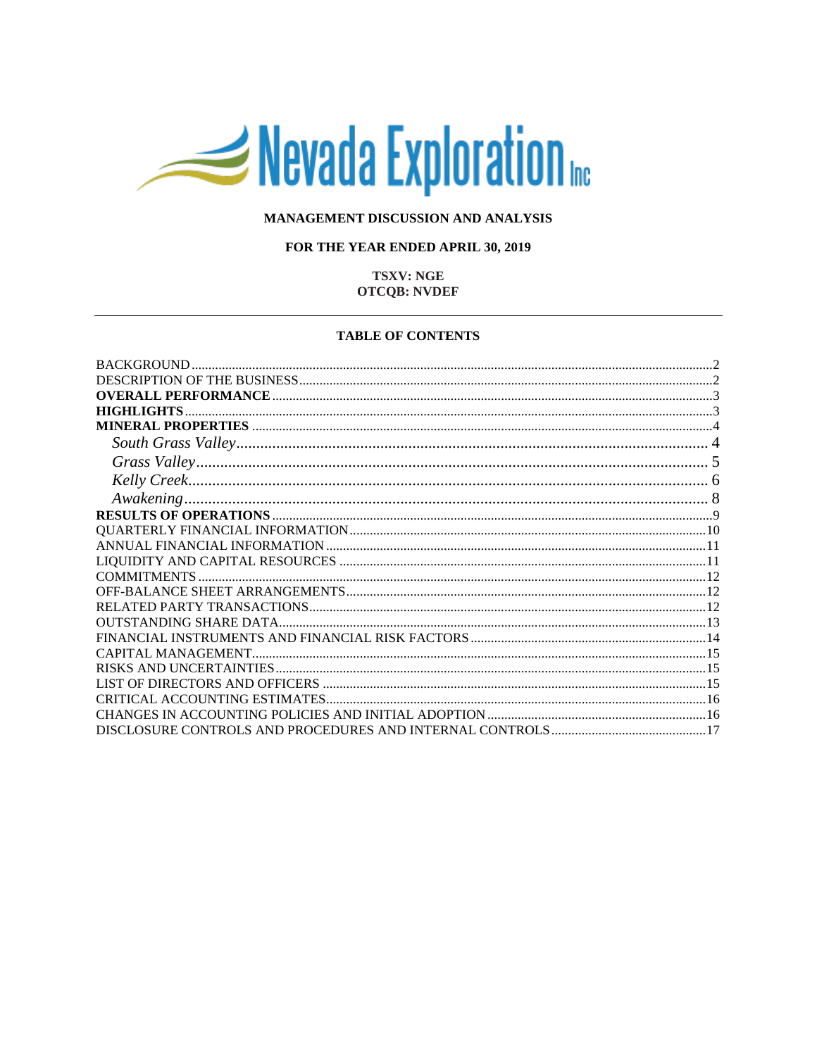# Nevada Exploration Inc

**MANAGEMENT DISCUSSION AND ANALYSIS**

**FOR THE YEAR ENDED APRIL 30, 2019**

**TSXV: NGE**
**OTCQB: NVDEF**

---

**TABLE OF CONTENTS**

| | |
|---|---|
| BACKGROUND | 2 |
| DESCRIPTION OF THE BUSINESS | 2 |
| **OVERALL PERFORMANCE** | 3 |
| **HIGHLIGHTS** | 3 |
| **MINERAL PROPERTIES** | 4 |
| *South Grass Valley* | 4 |
| *Grass Valley* | 5 |
| *Kelly Creek* | 6 |
| *Awakening* | 8 |
| **RESULTS OF OPERATIONS** | 9 |
| QUARTERLY FINANCIAL INFORMATION | 10 |
| ANNUAL FINANCIAL INFORMATION | 11 |
| LIQUIDITY AND CAPITAL RESOURCES | 11 |
| COMMITMENTS | 12 |
| OFF-BALANCE SHEET ARRANGEMENTS | 12 |
| RELATED PARTY TRANSACTIONS | 12 |
| OUTSTANDING SHARE DATA | 13 |
| FINANCIAL INSTRUMENTS AND FINANCIAL RISK FACTORS | 14 |
| CAPITAL MANAGEMENT | 15 |
| RISKS AND UNCERTAINTIES | 15 |
| LIST OF DIRECTORS AND OFFICERS | 15 |
| CRITICAL ACCOUNTING ESTIMATES | 16 |
| CHANGES IN ACCOUNTING POLICIES AND INITIAL ADOPTION | 16 |
| DISCLOSURE CONTROLS AND PROCEDURES AND INTERNAL CONTROLS | 17 |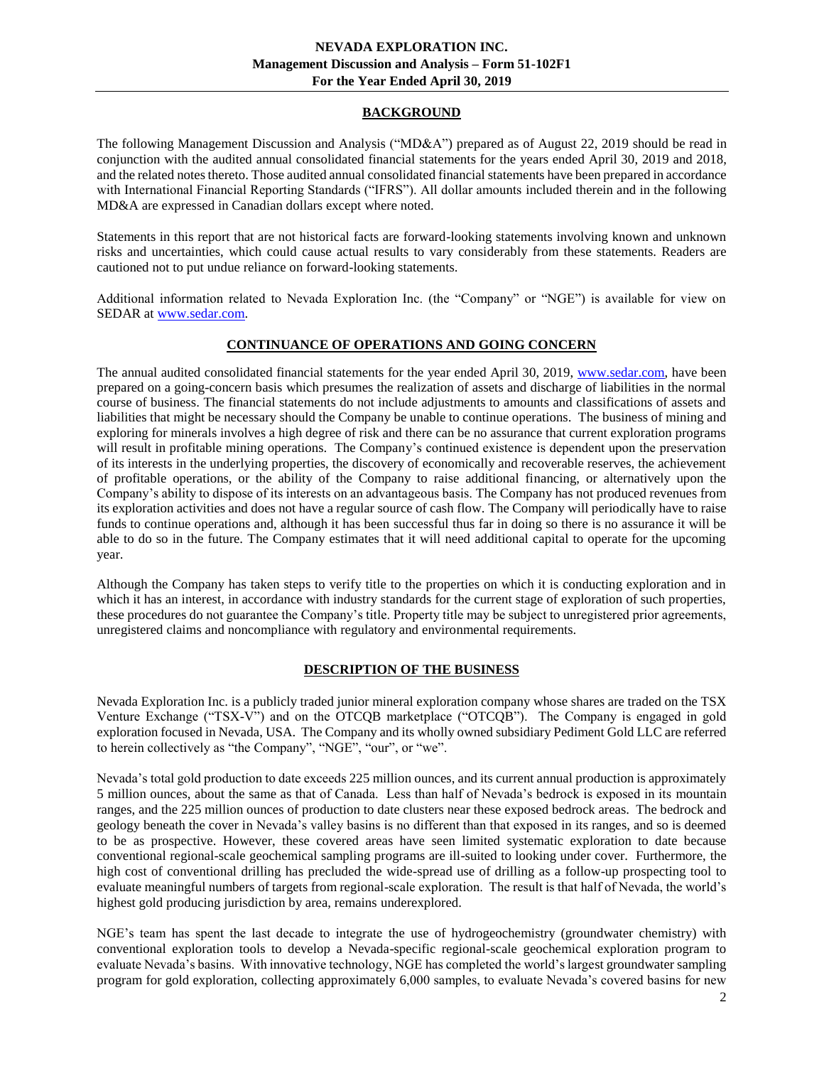## BACKGROUND

The following Management Discussion and Analysis ("MD&A") prepared as of August 22, 2019 should be read in conjunction with the audited annual consolidated financial statements for the years ended April 30, 2019 and 2018, and the related notes thereto. Those audited annual consolidated financial statements have been prepared in accordance with International Financial Reporting Standards ("IFRS"). All dollar amounts included therein and in the following MD&A are expressed in Canadian dollars except where noted.

Statements in this report that are not historical facts are forward-looking statements involving known and unknown risks and uncertainties, which could cause actual results to vary considerably from these statements. Readers are cautioned not to put undue reliance on forward-looking statements.

Additional information related to Nevada Exploration Inc. (the "Company" or "NGE") is available for view on SEDAR at www.sedar.com.

## CONTINUANCE OF OPERATIONS AND GOING CONCERN

The annual audited consolidated financial statements for the year ended April 30, 2019, www.sedar.com, have been prepared on a going-concern basis which presumes the realization of assets and discharge of liabilities in the normal course of business. The financial statements do not include adjustments to amounts and classifications of assets and liabilities that might be necessary should the Company be unable to continue operations. The business of mining and exploring for minerals involves a high degree of risk and there can be no assurance that current exploration programs will result in profitable mining operations. The Company's continued existence is dependent upon the preservation of its interests in the underlying properties, the discovery of economically and recoverable reserves, the achievement of profitable operations, or the ability of the Company to raise additional financing, or alternatively upon the Company's ability to dispose of its interests on an advantageous basis. The Company has not produced revenues from its exploration activities and does not have a regular source of cash flow. The Company will periodically have to raise funds to continue operations and, although it has been successful thus far in doing so there is no assurance it will be able to do so in the future. The Company estimates that it will need additional capital to operate for the upcoming year.

Although the Company has taken steps to verify title to the properties on which it is conducting exploration and in which it has an interest, in accordance with industry standards for the current stage of exploration of such properties, these procedures do not guarantee the Company's title. Property title may be subject to unregistered prior agreements, unregistered claims and noncompliance with regulatory and environmental requirements.

## DESCRIPTION OF THE BUSINESS

Nevada Exploration Inc. is a publicly traded junior mineral exploration company whose shares are traded on the TSX Venture Exchange ("TSX-V") and on the OTCQB marketplace ("OTCQB"). The Company is engaged in gold exploration focused in Nevada, USA. The Company and its wholly owned subsidiary Pediment Gold LLC are referred to herein collectively as "the Company", "NGE", "our", or "we".

Nevada's total gold production to date exceeds 225 million ounces, and its current annual production is approximately 5 million ounces, about the same as that of Canada. Less than half of Nevada's bedrock is exposed in its mountain ranges, and the 225 million ounces of production to date clusters near these exposed bedrock areas. The bedrock and geology beneath the cover in Nevada's valley basins is no different than that exposed in its ranges, and so is deemed to be as prospective. However, these covered areas have seen limited systematic exploration to date because conventional regional-scale geochemical sampling programs are ill-suited to looking under cover. Furthermore, the high cost of conventional drilling has precluded the wide-spread use of drilling as a follow-up prospecting tool to evaluate meaningful numbers of targets from regional-scale exploration. The result is that half of Nevada, the world's highest gold producing jurisdiction by area, remains underexplored.

NGE's team has spent the last decade to integrate the use of hydrogeochemistry (groundwater chemistry) with conventional exploration tools to develop a Nevada-specific regional-scale geochemical exploration program to evaluate Nevada's basins. With innovative technology, NGE has completed the world's largest groundwater sampling program for gold exploration, collecting approximately 6,000 samples, to evaluate Nevada's covered basins for new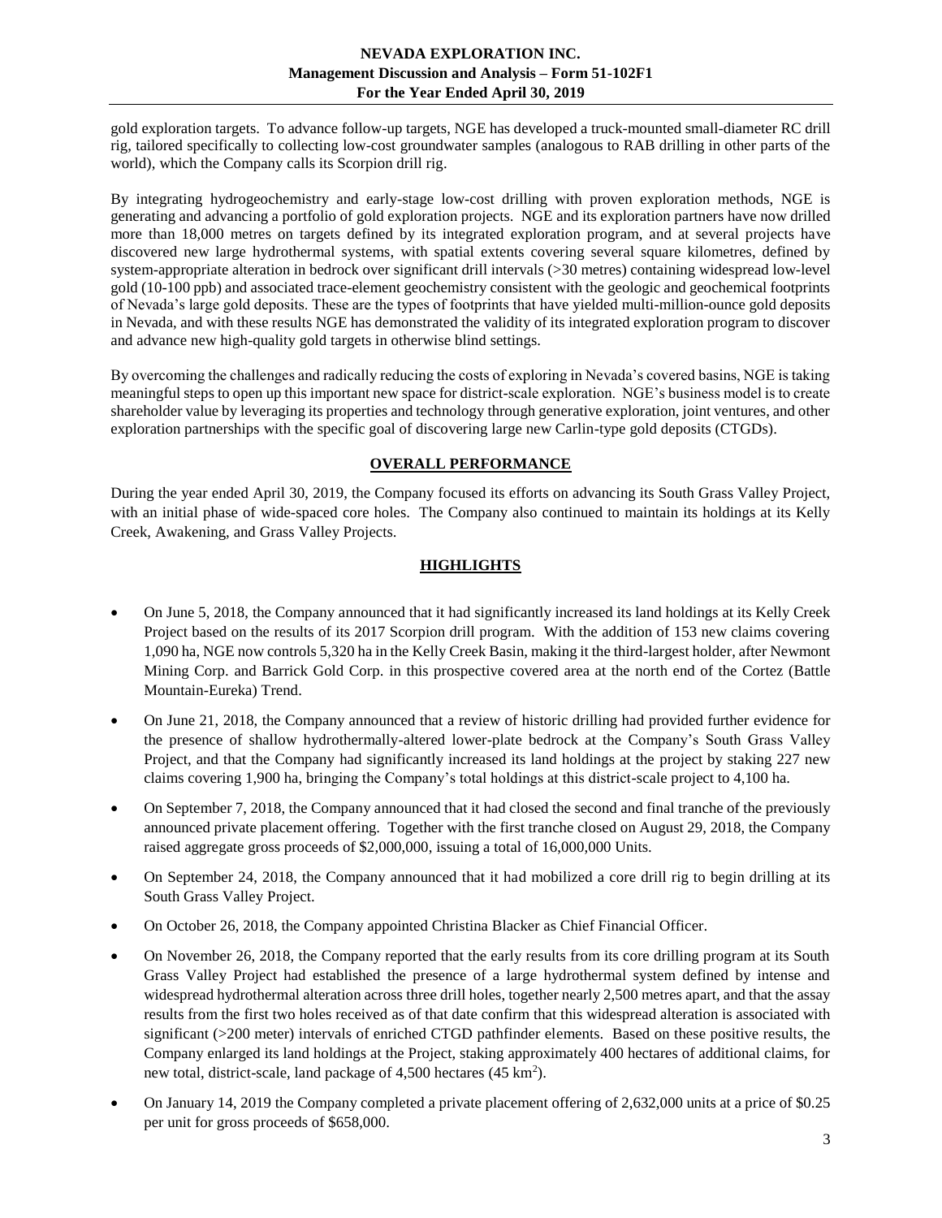gold exploration targets. To advance follow-up targets, NGE has developed a truck-mounted small-diameter RC drill rig, tailored specifically to collecting low-cost groundwater samples (analogous to RAB drilling in other parts of the world), which the Company calls its Scorpion drill rig.

By integrating hydrogeochemistry and early-stage low-cost drilling with proven exploration methods, NGE is generating and advancing a portfolio of gold exploration projects. NGE and its exploration partners have now drilled more than 18,000 metres on targets defined by its integrated exploration program, and at several projects have discovered new large hydrothermal systems, with spatial extents covering several square kilometres, defined by system-appropriate alteration in bedrock over significant drill intervals (>30 metres) containing widespread low-level gold (10-100 ppb) and associated trace-element geochemistry consistent with the geologic and geochemical footprints of Nevada's large gold deposits. These are the types of footprints that have yielded multi-million-ounce gold deposits in Nevada, and with these results NGE has demonstrated the validity of its integrated exploration program to discover and advance new high-quality gold targets in otherwise blind settings.

By overcoming the challenges and radically reducing the costs of exploring in Nevada's covered basins, NGE is taking meaningful steps to open up this important new space for district-scale exploration. NGE's business model is to create shareholder value by leveraging its properties and technology through generative exploration, joint ventures, and other exploration partnerships with the specific goal of discovering large new Carlin-type gold deposits (CTGDs).

## OVERALL PERFORMANCE

During the year ended April 30, 2019, the Company focused its efforts on advancing its South Grass Valley Project, with an initial phase of wide-spaced core holes. The Company also continued to maintain its holdings at its Kelly Creek, Awakening, and Grass Valley Projects.

## HIGHLIGHTS

- On June 5, 2018, the Company announced that it had significantly increased its land holdings at its Kelly Creek Project based on the results of its 2017 Scorpion drill program. With the addition of 153 new claims covering 1,090 ha, NGE now controls 5,320 ha in the Kelly Creek Basin, making it the third-largest holder, after Newmont Mining Corp. and Barrick Gold Corp. in this prospective covered area at the north end of the Cortez (Battle Mountain-Eureka) Trend.
- On June 21, 2018, the Company announced that a review of historic drilling had provided further evidence for the presence of shallow hydrothermally-altered lower-plate bedrock at the Company's South Grass Valley Project, and that the Company had significantly increased its land holdings at the project by staking 227 new claims covering 1,900 ha, bringing the Company's total holdings at this district-scale project to 4,100 ha.
- On September 7, 2018, the Company announced that it had closed the second and final tranche of the previously announced private placement offering. Together with the first tranche closed on August 29, 2018, the Company raised aggregate gross proceeds of \$2,000,000, issuing a total of 16,000,000 Units.
- On September 24, 2018, the Company announced that it had mobilized a core drill rig to begin drilling at its South Grass Valley Project.
- On October 26, 2018, the Company appointed Christina Blacker as Chief Financial Officer.
- On November 26, 2018, the Company reported that the early results from its core drilling program at its South Grass Valley Project had established the presence of a large hydrothermal system defined by intense and widespread hydrothermal alteration across three drill holes, together nearly 2,500 metres apart, and that the assay results from the first two holes received as of that date confirm that this widespread alteration is associated with significant (>200 meter) intervals of enriched CTGD pathfinder elements. Based on these positive results, the Company enlarged its land holdings at the Project, staking approximately 400 hectares of additional claims, for new total, district-scale, land package of 4,500 hectares (45 $km^2$).
- On January 14, 2019 the Company completed a private placement offering of 2,632,000 units at a price of \$0.25 per unit for gross proceeds of \$658,000.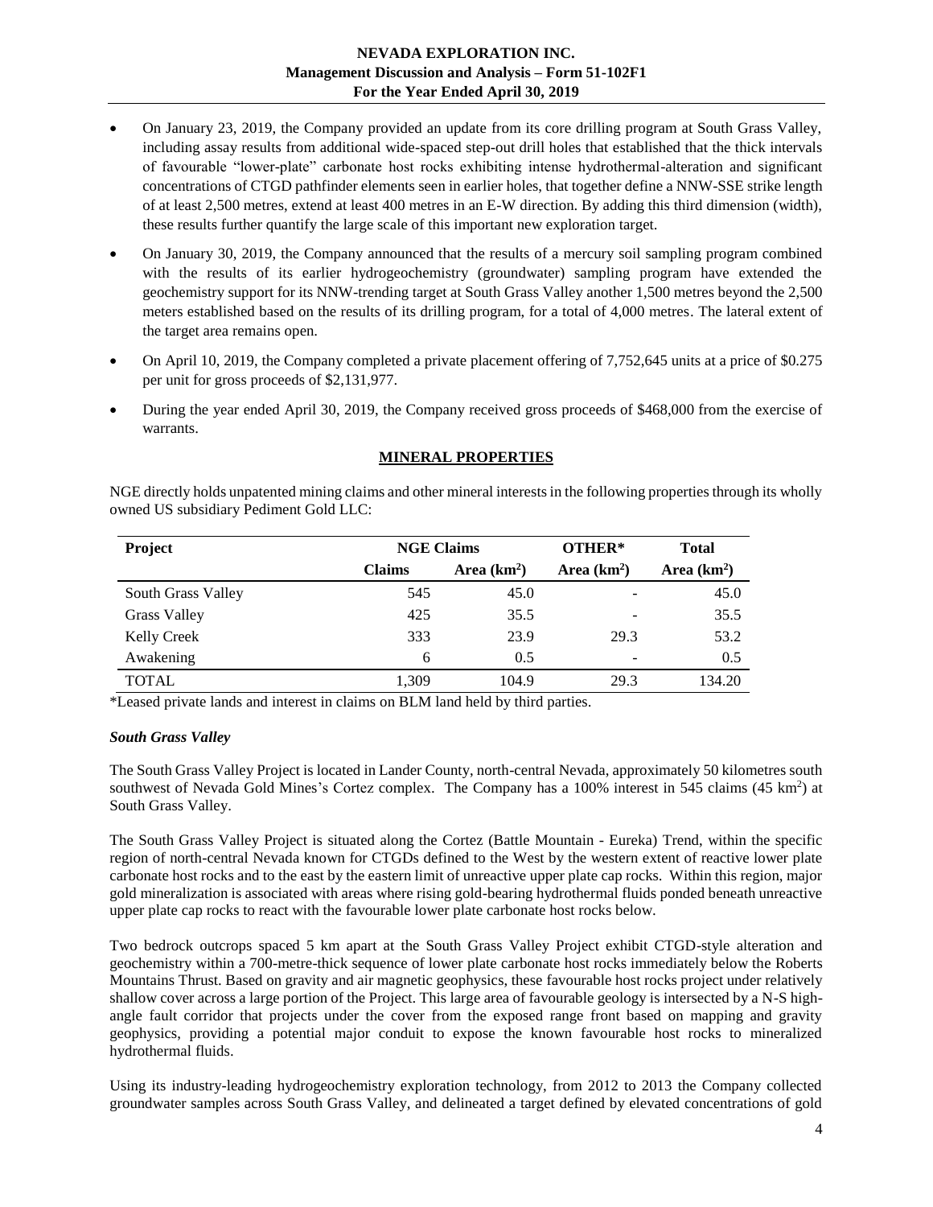- On January 23, 2019, the Company provided an update from its core drilling program at South Grass Valley, including assay results from additional wide-spaced step-out drill holes that established that the thick intervals of favourable "lower-plate" carbonate host rocks exhibiting intense hydrothermal-alteration and significant concentrations of CTGD pathfinder elements seen in earlier holes, that together define a NNW-SSE strike length of at least 2,500 metres, extend at least 400 metres in an E-W direction. By adding this third dimension (width), these results further quantify the large scale of this important new exploration target.
- On January 30, 2019, the Company announced that the results of a mercury soil sampling program combined with the results of its earlier hydrogeochemistry (groundwater) sampling program have extended the geochemistry support for its NNW-trending target at South Grass Valley another 1,500 metres beyond the 2,500 meters established based on the results of its drilling program, for a total of 4,000 metres. The lateral extent of the target area remains open.
- On April 10, 2019, the Company completed a private placement offering of 7,752,645 units at a price of $0.275 per unit for gross proceeds of $2,131,977.
- During the year ended April 30, 2019, the Company received gross proceeds of $468,000 from the exercise of warrants.

## MINERAL PROPERTIES

NGE directly holds unpatented mining claims and other mineral interests in the following properties through its wholly owned US subsidiary Pediment Gold LLC:

| Project | NGE Claims | | OTHER* | Total |
|---|---|---|---|---|
| | Claims | Area ($km^2$) | Area ($km^2$) | Area ($km^2$) |
| South Grass Valley | 545 | 45.0 | - | 45.0 |
| Grass Valley | 425 | 35.5 | - | 35.5 |
| Kelly Creek | 333 | 23.9 | 29.3 | 53.2 |
| Awakening | 6 | 0.5 | - | 0.5 |
| TOTAL | 1,309 | 104.9 | 29.3 | 134.20 |

*Leased private lands and interest in claims on BLM land held by third parties.

### *South Grass Valley*

The South Grass Valley Project is located in Lander County, north-central Nevada, approximately 50 kilometres south southwest of Nevada Gold Mines's Cortez complex. The Company has a 100% interest in 545 claims (45 $km^2$) at South Grass Valley.

The South Grass Valley Project is situated along the Cortez (Battle Mountain - Eureka) Trend, within the specific region of north-central Nevada known for CTGDs defined to the West by the western extent of reactive lower plate carbonate host rocks and to the east by the eastern limit of unreactive upper plate cap rocks. Within this region, major gold mineralization is associated with areas where rising gold-bearing hydrothermal fluids ponded beneath unreactive upper plate cap rocks to react with the favourable lower plate carbonate host rocks below.

Two bedrock outcrops spaced 5 km apart at the South Grass Valley Project exhibit CTGD-style alteration and geochemistry within a 700-metre-thick sequence of lower plate carbonate host rocks immediately below the Roberts Mountains Thrust. Based on gravity and air magnetic geophysics, these favourable host rocks project under relatively shallow cover across a large portion of the Project. This large area of favourable geology is intersected by a N-S high-angle fault corridor that projects under the cover from the exposed range front based on mapping and gravity geophysics, providing a potential major conduit to expose the known favourable host rocks to mineralized hydrothermal fluids.

Using its industry-leading hydrogeochemistry exploration technology, from 2012 to 2013 the Company collected groundwater samples across South Grass Valley, and delineated a target defined by elevated concentrations of gold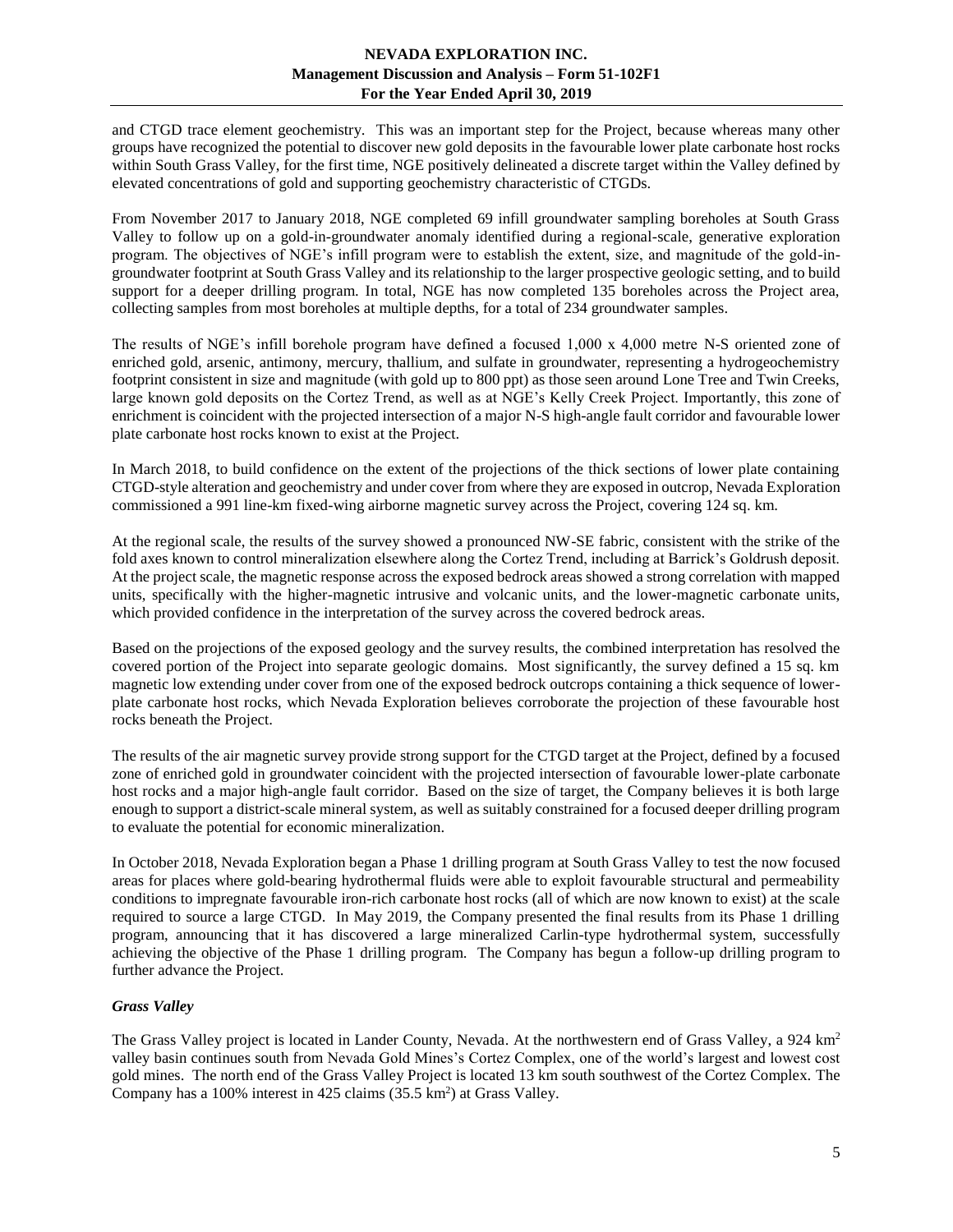and CTGD trace element geochemistry. This was an important step for the Project, because whereas many other groups have recognized the potential to discover new gold deposits in the favourable lower plate carbonate host rocks within South Grass Valley, for the first time, NGE positively delineated a discrete target within the Valley defined by elevated concentrations of gold and supporting geochemistry characteristic of CTGDs.

From November 2017 to January 2018, NGE completed 69 infill groundwater sampling boreholes at South Grass Valley to follow up on a gold-in-groundwater anomaly identified during a regional-scale, generative exploration program. The objectives of NGE's infill program were to establish the extent, size, and magnitude of the gold-in-groundwater footprint at South Grass Valley and its relationship to the larger prospective geologic setting, and to build support for a deeper drilling program. In total, NGE has now completed 135 boreholes across the Project area, collecting samples from most boreholes at multiple depths, for a total of 234 groundwater samples.

The results of NGE's infill borehole program have defined a focused 1,000 x 4,000 metre N-S oriented zone of enriched gold, arsenic, antimony, mercury, thallium, and sulfate in groundwater, representing a hydrogeochemistry footprint consistent in size and magnitude (with gold up to 800 ppt) as those seen around Lone Tree and Twin Creeks, large known gold deposits on the Cortez Trend, as well as at NGE's Kelly Creek Project. Importantly, this zone of enrichment is coincident with the projected intersection of a major N-S high-angle fault corridor and favourable lower plate carbonate host rocks known to exist at the Project.

In March 2018, to build confidence on the extent of the projections of the thick sections of lower plate containing CTGD-style alteration and geochemistry and under cover from where they are exposed in outcrop, Nevada Exploration commissioned a 991 line-km fixed-wing airborne magnetic survey across the Project, covering 124 sq. km.

At the regional scale, the results of the survey showed a pronounced NW-SE fabric, consistent with the strike of the fold axes known to control mineralization elsewhere along the Cortez Trend, including at Barrick's Goldrush deposit. At the project scale, the magnetic response across the exposed bedrock areas showed a strong correlation with mapped units, specifically with the higher-magnetic intrusive and volcanic units, and the lower-magnetic carbonate units, which provided confidence in the interpretation of the survey across the covered bedrock areas.

Based on the projections of the exposed geology and the survey results, the combined interpretation has resolved the covered portion of the Project into separate geologic domains. Most significantly, the survey defined a 15 sq. km magnetic low extending under cover from one of the exposed bedrock outcrops containing a thick sequence of lower-plate carbonate host rocks, which Nevada Exploration believes corroborate the projection of these favourable host rocks beneath the Project.

The results of the air magnetic survey provide strong support for the CTGD target at the Project, defined by a focused zone of enriched gold in groundwater coincident with the projected intersection of favourable lower-plate carbonate host rocks and a major high-angle fault corridor. Based on the size of target, the Company believes it is both large enough to support a district-scale mineral system, as well as suitably constrained for a focused deeper drilling program to evaluate the potential for economic mineralization.

In October 2018, Nevada Exploration began a Phase 1 drilling program at South Grass Valley to test the now focused areas for places where gold-bearing hydrothermal fluids were able to exploit favourable structural and permeability conditions to impregnate favourable iron-rich carbonate host rocks (all of which are now known to exist) at the scale required to source a large CTGD. In May 2019, the Company presented the final results from its Phase 1 drilling program, announcing that it has discovered a large mineralized Carlin-type hydrothermal system, successfully achieving the objective of the Phase 1 drilling program. The Company has begun a follow-up drilling program to further advance the Project.

### *Grass Valley*

The Grass Valley project is located in Lander County, Nevada. At the northwestern end of Grass Valley, a 924 $km^2$ valley basin continues south from Nevada Gold Mines's Cortez Complex, one of the world's largest and lowest cost gold mines. The north end of the Grass Valley Project is located 13 km south southwest of the Cortez Complex. The Company has a 100% interest in 425 claims (35.5 $km^2$) at Grass Valley.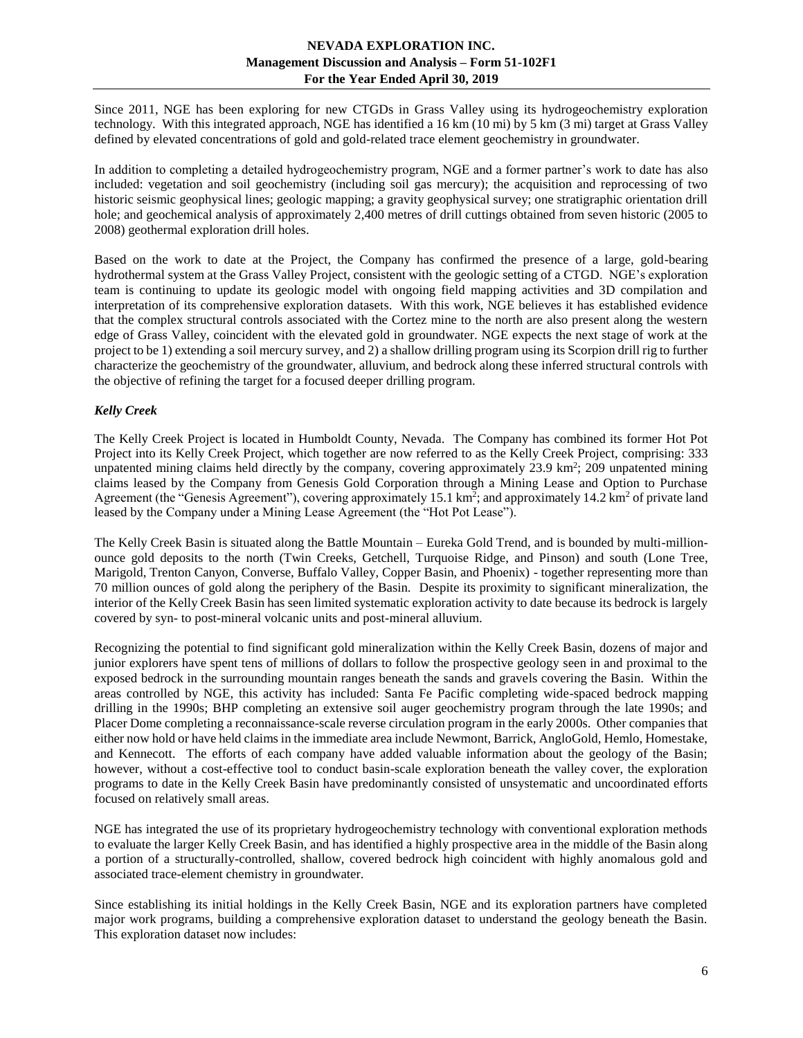Since 2011, NGE has been exploring for new CTGDs in Grass Valley using its hydrogeochemistry exploration technology. With this integrated approach, NGE has identified a 16 km (10 mi) by 5 km (3 mi) target at Grass Valley defined by elevated concentrations of gold and gold-related trace element geochemistry in groundwater.

In addition to completing a detailed hydrogeochemistry program, NGE and a former partner's work to date has also included: vegetation and soil geochemistry (including soil gas mercury); the acquisition and reprocessing of two historic seismic geophysical lines; geologic mapping; a gravity geophysical survey; one stratigraphic orientation drill hole; and geochemical analysis of approximately 2,400 metres of drill cuttings obtained from seven historic (2005 to 2008) geothermal exploration drill holes.

Based on the work to date at the Project, the Company has confirmed the presence of a large, gold-bearing hydrothermal system at the Grass Valley Project, consistent with the geologic setting of a CTGD. NGE's exploration team is continuing to update its geologic model with ongoing field mapping activities and 3D compilation and interpretation of its comprehensive exploration datasets. With this work, NGE believes it has established evidence that the complex structural controls associated with the Cortez mine to the north are also present along the western edge of Grass Valley, coincident with the elevated gold in groundwater. NGE expects the next stage of work at the project to be 1) extending a soil mercury survey, and 2) a shallow drilling program using its Scorpion drill rig to further characterize the geochemistry of the groundwater, alluvium, and bedrock along these inferred structural controls with the objective of refining the target for a focused deeper drilling program.

### *Kelly Creek*

The Kelly Creek Project is located in Humboldt County, Nevada. The Company has combined its former Hot Pot Project into its Kelly Creek Project, which together are now referred to as the Kelly Creek Project, comprising: 333 unpatented mining claims held directly by the company, covering approximately 23.9 km$^2$; 209 unpatented mining claims leased by the Company from Genesis Gold Corporation through a Mining Lease and Option to Purchase Agreement (the "Genesis Agreement"), covering approximately 15.1 km$^2$; and approximately 14.2 km$^2$ of private land leased by the Company under a Mining Lease Agreement (the "Hot Pot Lease").

The Kelly Creek Basin is situated along the Battle Mountain – Eureka Gold Trend, and is bounded by multi-million-ounce gold deposits to the north (Twin Creeks, Getchell, Turquoise Ridge, and Pinson) and south (Lone Tree, Marigold, Trenton Canyon, Converse, Buffalo Valley, Copper Basin, and Phoenix) - together representing more than 70 million ounces of gold along the periphery of the Basin. Despite its proximity to significant mineralization, the interior of the Kelly Creek Basin has seen limited systematic exploration activity to date because its bedrock is largely covered by syn- to post-mineral volcanic units and post-mineral alluvium.

Recognizing the potential to find significant gold mineralization within the Kelly Creek Basin, dozens of major and junior explorers have spent tens of millions of dollars to follow the prospective geology seen in and proximal to the exposed bedrock in the surrounding mountain ranges beneath the sands and gravels covering the Basin. Within the areas controlled by NGE, this activity has included: Santa Fe Pacific completing wide-spaced bedrock mapping drilling in the 1990s; BHP completing an extensive soil auger geochemistry program through the late 1990s; and Placer Dome completing a reconnaissance-scale reverse circulation program in the early 2000s. Other companies that either now hold or have held claims in the immediate area include Newmont, Barrick, AngloGold, Hemlo, Homestake, and Kennecott. The efforts of each company have added valuable information about the geology of the Basin; however, without a cost-effective tool to conduct basin-scale exploration beneath the valley cover, the exploration programs to date in the Kelly Creek Basin have predominantly consisted of unsystematic and uncoordinated efforts focused on relatively small areas.

NGE has integrated the use of its proprietary hydrogeochemistry technology with conventional exploration methods to evaluate the larger Kelly Creek Basin, and has identified a highly prospective area in the middle of the Basin along a portion of a structurally-controlled, shallow, covered bedrock high coincident with highly anomalous gold and associated trace-element chemistry in groundwater.

Since establishing its initial holdings in the Kelly Creek Basin, NGE and its exploration partners have completed major work programs, building a comprehensive exploration dataset to understand the geology beneath the Basin. This exploration dataset now includes: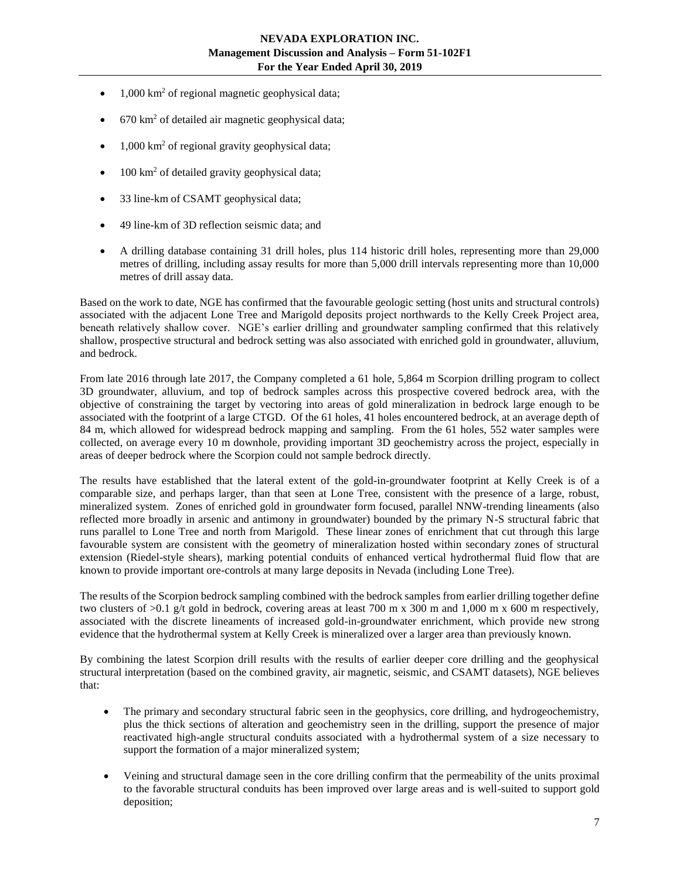- 1,000 $km^2$ of regional magnetic geophysical data;
- 670 $km^2$ of detailed air magnetic geophysical data;
- 1,000 $km^2$ of regional gravity geophysical data;
- 100 $km^2$ of detailed gravity geophysical data;
- 33 line-km of CSAMT geophysical data;
- 49 line-km of 3D reflection seismic data; and
- A drilling database containing 31 drill holes, plus 114 historic drill holes, representing more than 29,000 metres of drilling, including assay results for more than 5,000 drill intervals representing more than 10,000 metres of drill assay data.

Based on the work to date, NGE has confirmed that the favourable geologic setting (host units and structural controls) associated with the adjacent Lone Tree and Marigold deposits project northwards to the Kelly Creek Project area, beneath relatively shallow cover. NGE's earlier drilling and groundwater sampling confirmed that this relatively shallow, prospective structural and bedrock setting was also associated with enriched gold in groundwater, alluvium, and bedrock.

From late 2016 through late 2017, the Company completed a 61 hole, 5,864 m Scorpion drilling program to collect 3D groundwater, alluvium, and top of bedrock samples across this prospective covered bedrock area, with the objective of constraining the target by vectoring into areas of gold mineralization in bedrock large enough to be associated with the footprint of a large CTGD. Of the 61 holes, 41 holes encountered bedrock, at an average depth of 84 m, which allowed for widespread bedrock mapping and sampling. From the 61 holes, 552 water samples were collected, on average every 10 m downhole, providing important 3D geochemistry across the project, especially in areas of deeper bedrock where the Scorpion could not sample bedrock directly.

The results have established that the lateral extent of the gold-in-groundwater footprint at Kelly Creek is of a comparable size, and perhaps larger, than that seen at Lone Tree, consistent with the presence of a large, robust, mineralized system. Zones of enriched gold in groundwater form focused, parallel NNW-trending lineaments (also reflected more broadly in arsenic and antimony in groundwater) bounded by the primary N-S structural fabric that runs parallel to Lone Tree and north from Marigold. These linear zones of enrichment that cut through this large favourable system are consistent with the geometry of mineralization hosted within secondary zones of structural extension (Riedel-style shears), marking potential conduits of enhanced vertical hydrothermal fluid flow that are known to provide important ore-controls at many large deposits in Nevada (including Lone Tree).

The results of the Scorpion bedrock sampling combined with the bedrock samples from earlier drilling together define two clusters of >0.1 g/t gold in bedrock, covering areas at least 700 m x 300 m and 1,000 m x 600 m respectively, associated with the discrete lineaments of increased gold-in-groundwater enrichment, which provide new strong evidence that the hydrothermal system at Kelly Creek is mineralized over a larger area than previously known.

By combining the latest Scorpion drill results with the results of earlier deeper core drilling and the geophysical structural interpretation (based on the combined gravity, air magnetic, seismic, and CSAMT datasets), NGE believes that:

- The primary and secondary structural fabric seen in the geophysics, core drilling, and hydrogeochemistry, plus the thick sections of alteration and geochemistry seen in the drilling, support the presence of major reactivated high-angle structural conduits associated with a hydrothermal system of a size necessary to support the formation of a major mineralized system;
- Veining and structural damage seen in the core drilling confirm that the permeability of the units proximal to the favorable structural conduits has been improved over large areas and is well-suited to support gold deposition;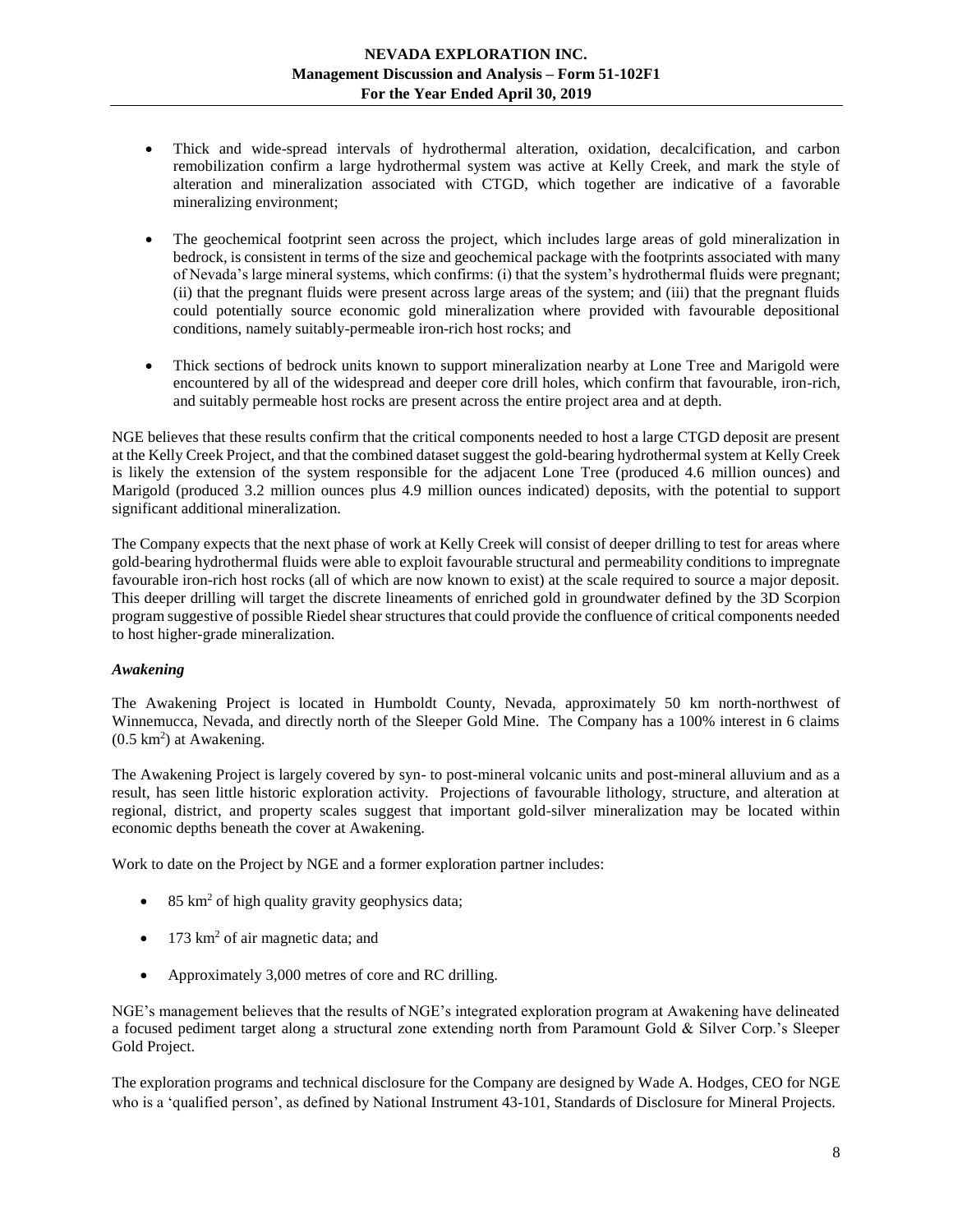- Thick and wide-spread intervals of hydrothermal alteration, oxidation, decalcification, and carbon remobilization confirm a large hydrothermal system was active at Kelly Creek, and mark the style of alteration and mineralization associated with CTGD, which together are indicative of a favorable mineralizing environment;

- The geochemical footprint seen across the project, which includes large areas of gold mineralization in bedrock, is consistent in terms of the size and geochemical package with the footprints associated with many of Nevada's large mineral systems, which confirms: (i) that the system's hydrothermal fluids were pregnant; (ii) that the pregnant fluids were present across large areas of the system; and (iii) that the pregnant fluids could potentially source economic gold mineralization where provided with favourable depositional conditions, namely suitably-permeable iron-rich host rocks; and

- Thick sections of bedrock units known to support mineralization nearby at Lone Tree and Marigold were encountered by all of the widespread and deeper core drill holes, which confirm that favourable, iron-rich, and suitably permeable host rocks are present across the entire project area and at depth.

NGE believes that these results confirm that the critical components needed to host a large CTGD deposit are present at the Kelly Creek Project, and that the combined dataset suggest the gold-bearing hydrothermal system at Kelly Creek is likely the extension of the system responsible for the adjacent Lone Tree (produced 4.6 million ounces) and Marigold (produced 3.2 million ounces plus 4.9 million ounces indicated) deposits, with the potential to support significant additional mineralization.

The Company expects that the next phase of work at Kelly Creek will consist of deeper drilling to test for areas where gold-bearing hydrothermal fluids were able to exploit favourable structural and permeability conditions to impregnate favourable iron-rich host rocks (all of which are now known to exist) at the scale required to source a major deposit. This deeper drilling will target the discrete lineaments of enriched gold in groundwater defined by the 3D Scorpion program suggestive of possible Riedel shear structures that could provide the confluence of critical components needed to host higher-grade mineralization.

### *Awakening*

The Awakening Project is located in Humboldt County, Nevada, approximately 50 km north-northwest of Winnemucca, Nevada, and directly north of the Sleeper Gold Mine. The Company has a 100% interest in 6 claims (0.5 km$^2$) at Awakening.

The Awakening Project is largely covered by syn- to post-mineral volcanic units and post-mineral alluvium and as a result, has seen little historic exploration activity. Projections of favourable lithology, structure, and alteration at regional, district, and property scales suggest that important gold-silver mineralization may be located within economic depths beneath the cover at Awakening.

Work to date on the Project by NGE and a former exploration partner includes:

- 85 km$^2$ of high quality gravity geophysics data;

- 173 km$^2$ of air magnetic data; and

- Approximately 3,000 metres of core and RC drilling.

NGE's management believes that the results of NGE's integrated exploration program at Awakening have delineated a focused pediment target along a structural zone extending north from Paramount Gold & Silver Corp.'s Sleeper Gold Project.

The exploration programs and technical disclosure for the Company are designed by Wade A. Hodges, CEO for NGE who is a 'qualified person', as defined by National Instrument 43-101, Standards of Disclosure for Mineral Projects.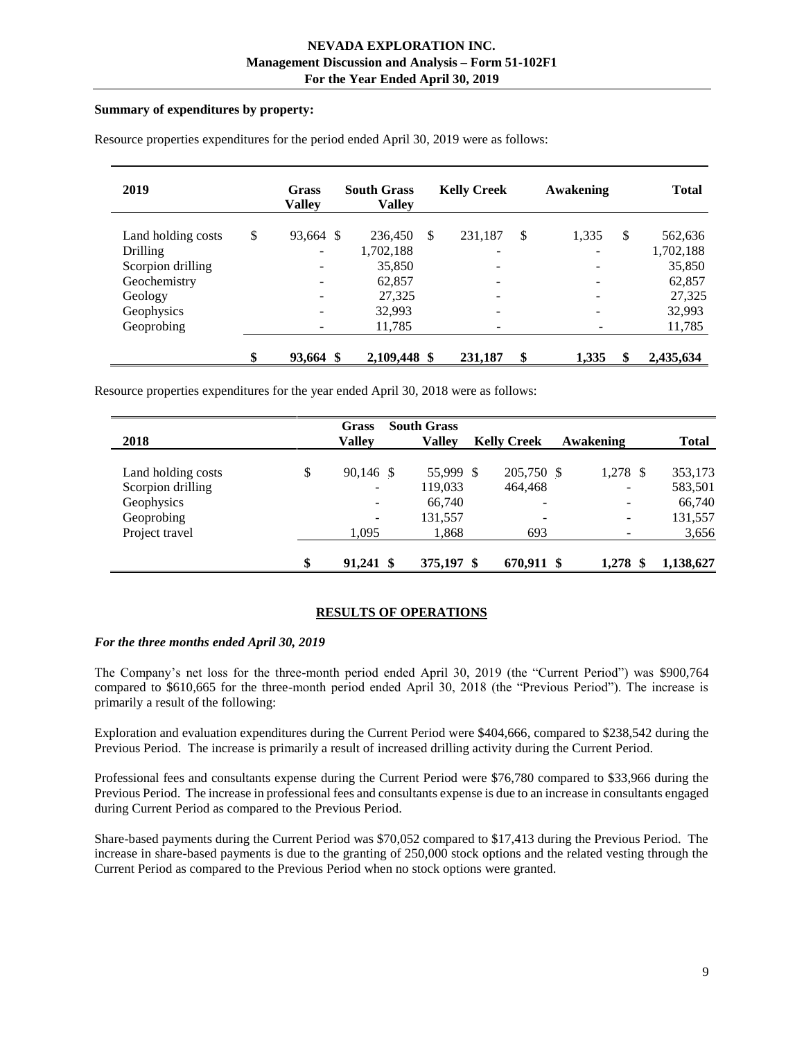**Summary of expenditures by property:**

Resource properties expenditures for the period ended April 30, 2019 were as follows:

| 2019 | Grass Valley | South Grass Valley | Kelly Creek | Awakening | Total |
|---|---|---|---|---|---|
| Land holding costs | $ 93,664 | $ 236,450 | $ 231,187 | $ 1,335 | $ 562,636 |
| Drilling | - | 1,702,188 | - | - | 1,702,188 |
| Scorpion drilling | - | 35,850 | - | - | 35,850 |
| Geochemistry | - | 62,857 | - | - | 62,857 |
| Geology | - | 27,325 | - | - | 27,325 |
| Geophysics | - | 32,993 | - | - | 32,993 |
| Geoprobing | - | 11,785 | - | - | 11,785 |
| | **$ 93,664** | **$ 2,109,448** | **$ 231,187** | **$ 1,335** | **$ 2,435,634** |

Resource properties expenditures for the year ended April 30, 2018 were as follows:

| 2018 | Grass Valley | South Grass Valley | Kelly Creek | Awakening | Total |
|---|---|---|---|---|---|
| Land holding costs | $ 90,146 | $ 55,999 | $ 205,750 | $ 1,278 | $ 353,173 |
| Scorpion drilling | - | 119,033 | 464,468 | - | 583,501 |
| Geophysics | - | 66,740 | - | - | 66,740 |
| Geoprobing | - | 131,557 | - | - | 131,557 |
| Project travel | 1,095 | 1,868 | 693 | - | 3,656 |
| | **$ 91,241** | **$ 375,197** | **$ 670,911** | **$ 1,278** | **$ 1,138,627** |

## RESULTS OF OPERATIONS

### *For the three months ended April 30, 2019*

The Company's net loss for the three-month period ended April 30, 2019 (the "Current Period") was $900,764 compared to $610,665 for the three-month period ended April 30, 2018 (the "Previous Period"). The increase is primarily a result of the following:

Exploration and evaluation expenditures during the Current Period were $404,666, compared to $238,542 during the Previous Period. The increase is primarily a result of increased drilling activity during the Current Period.

Professional fees and consultants expense during the Current Period were $76,780 compared to $33,966 during the Previous Period. The increase in professional fees and consultants expense is due to an increase in consultants engaged during Current Period as compared to the Previous Period.

Share-based payments during the Current Period was $70,052 compared to $17,413 during the Previous Period. The increase in share-based payments is due to the granting of 250,000 stock options and the related vesting through the Current Period as compared to the Previous Period when no stock options were granted.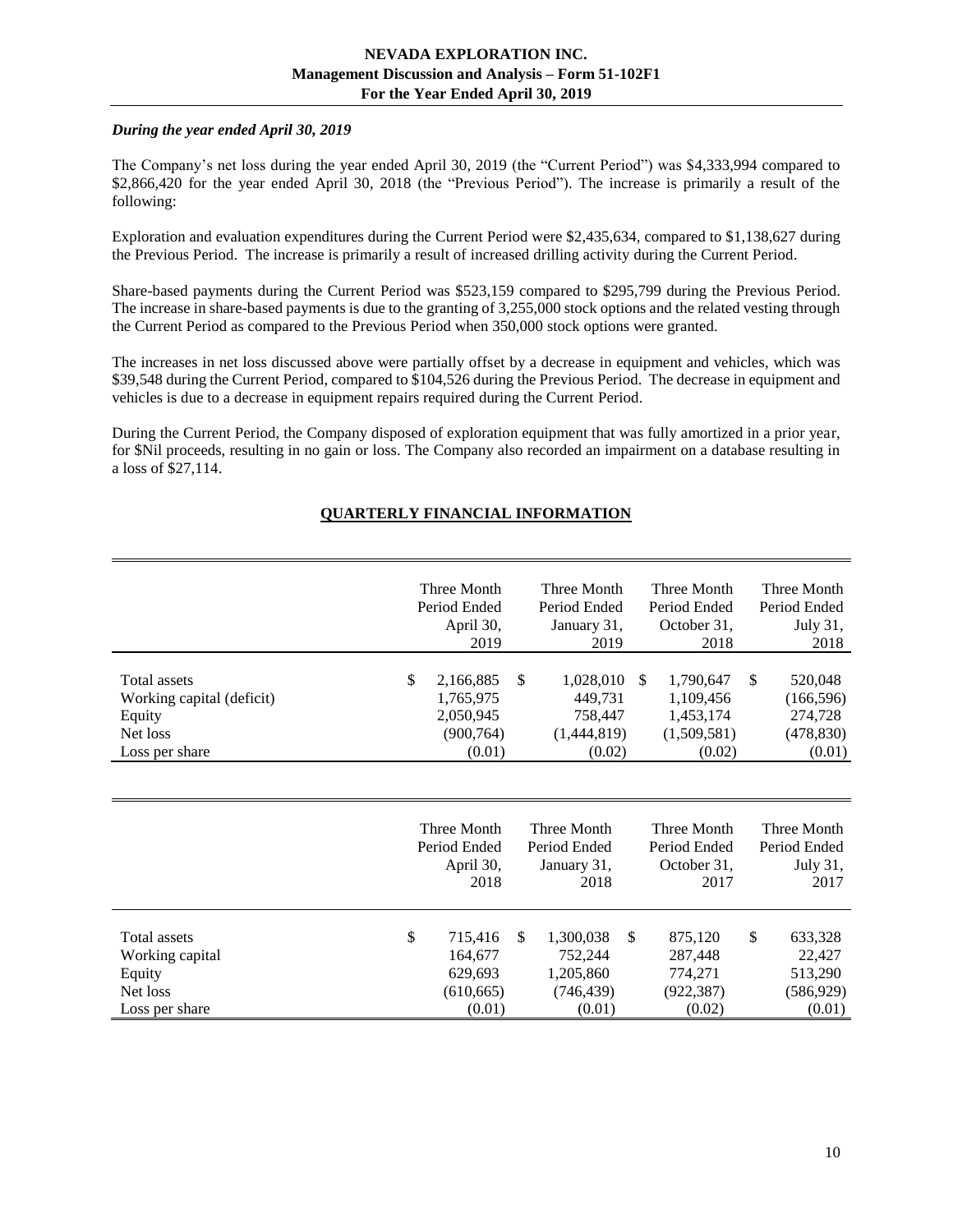*During the year ended April 30, 2019*

The Company's net loss during the year ended April 30, 2019 (the "Current Period") was $4,333,994 compared to $2,866,420 for the year ended April 30, 2018 (the "Previous Period"). The increase is primarily a result of the following:

Exploration and evaluation expenditures during the Current Period were $2,435,634, compared to $1,138,627 during the Previous Period. The increase is primarily a result of increased drilling activity during the Current Period.

Share-based payments during the Current Period was $523,159 compared to $295,799 during the Previous Period. The increase in share-based payments is due to the granting of 3,255,000 stock options and the related vesting through the Current Period as compared to the Previous Period when 350,000 stock options were granted.

The increases in net loss discussed above were partially offset by a decrease in equipment and vehicles, which was $39,548 during the Current Period, compared to $104,526 during the Previous Period. The decrease in equipment and vehicles is due to a decrease in equipment repairs required during the Current Period.

During the Current Period, the Company disposed of exploration equipment that was fully amortized in a prior year, for $Nil proceeds, resulting in no gain or loss. The Company also recorded an impairment on a database resulting in a loss of $27,114.

## QUARTERLY FINANCIAL INFORMATION

| | Three Month Period Ended April 30, 2019 | Three Month Period Ended January 31, 2019 | Three Month Period Ended October 31, 2018 | Three Month Period Ended July 31, 2018 |
|---|---|---|---|---|
| Total assets | $ 2,166,885 | $ 1,028,010 | $ 1,790,647 | $ 520,048 |
| Working capital (deficit) | 1,765,975 | 449,731 | 1,109,456 | (166,596) |
| Equity | 2,050,945 | 758,447 | 1,453,174 | 274,728 |
| Net loss | (900,764) | (1,444,819) | (1,509,581) | (478,830) |
| Loss per share | (0.01) | (0.02) | (0.02) | (0.01) |

| | Three Month Period Ended April 30, 2018 | Three Month Period Ended January 31, 2018 | Three Month Period Ended October 31, 2017 | Three Month Period Ended July 31, 2017 |
|---|---|---|---|---|
| Total assets | $ 715,416 | $ 1,300,038 | $ 875,120 | $ 633,328 |
| Working capital | 164,677 | 752,244 | 287,448 | 22,427 |
| Equity | 629,693 | 1,205,860 | 774,271 | 513,290 |
| Net loss | (610,665) | (746,439) | (922,387) | (586,929) |
| Loss per share | (0.01) | (0.01) | (0.02) | (0.01) |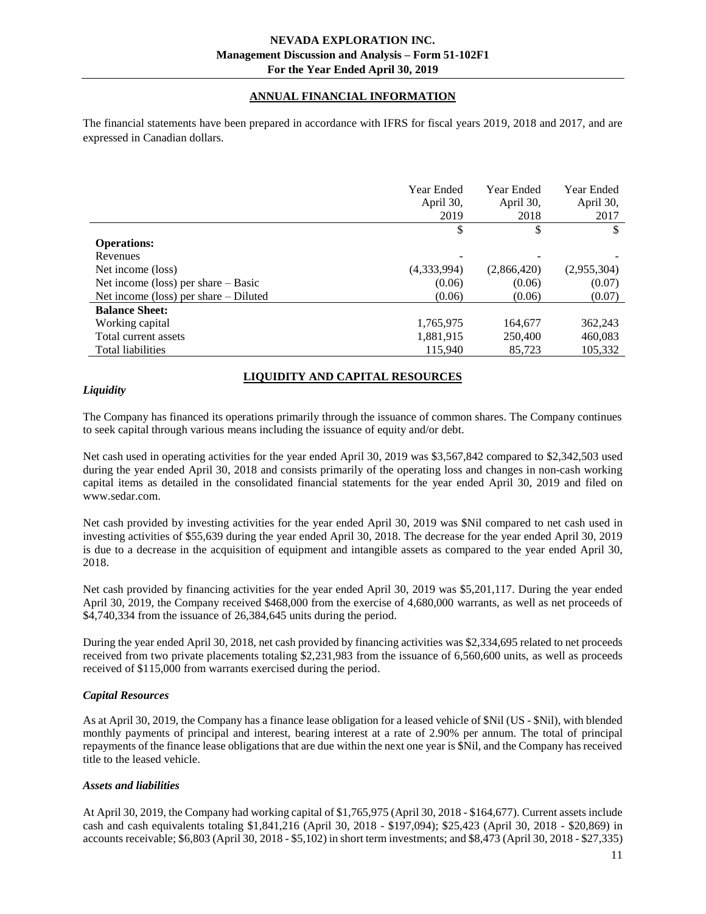## ANNUAL FINANCIAL INFORMATION

The financial statements have been prepared in accordance with IFRS for fiscal years 2019, 2018 and 2017, and are expressed in Canadian dollars.

| | Year Ended April 30, 2019 | Year Ended April 30, 2018 | Year Ended April 30, 2017 |
|---|---|---|---|
| | $ | $ | $ |
| **Operations:** | | | |
| Revenues | - | - | - |
| Net income (loss) | (4,333,994) | (2,866,420) | (2,955,304) |
| Net income (loss) per share – Basic | (0.06) | (0.06) | (0.07) |
| Net income (loss) per share – Diluted | (0.06) | (0.06) | (0.07) |
| **Balance Sheet:** | | | |
| Working capital | 1,765,975 | 164,677 | 362,243 |
| Total current assets | 1,881,915 | 250,400 | 460,083 |
| Total liabilities | 115,940 | 85,723 | 105,332 |

## LIQUIDITY AND CAPITAL RESOURCES

### *Liquidity*

The Company has financed its operations primarily through the issuance of common shares. The Company continues to seek capital through various means including the issuance of equity and/or debt.

Net cash used in operating activities for the year ended April 30, 2019 was $3,567,842 compared to $2,342,503 used during the year ended April 30, 2018 and consists primarily of the operating loss and changes in non-cash working capital items as detailed in the consolidated financial statements for the year ended April 30, 2019 and filed on www.sedar.com.

Net cash provided by investing activities for the year ended April 30, 2019 was $Nil compared to net cash used in investing activities of $55,639 during the year ended April 30, 2018. The decrease for the year ended April 30, 2019 is due to a decrease in the acquisition of equipment and intangible assets as compared to the year ended April 30, 2018.

Net cash provided by financing activities for the year ended April 30, 2019 was $5,201,117. During the year ended April 30, 2019, the Company received $468,000 from the exercise of 4,680,000 warrants, as well as net proceeds of $4,740,334 from the issuance of 26,384,645 units during the period.

During the year ended April 30, 2018, net cash provided by financing activities was $2,334,695 related to net proceeds received from two private placements totaling $2,231,983 from the issuance of 6,560,600 units, as well as proceeds received of $115,000 from warrants exercised during the period.

### *Capital Resources*

As at April 30, 2019, the Company has a finance lease obligation for a leased vehicle of $Nil (US - $Nil), with blended monthly payments of principal and interest, bearing interest at a rate of 2.90% per annum. The total of principal repayments of the finance lease obligations that are due within the next one year is $Nil, and the Company has received title to the leased vehicle.

### *Assets and liabilities*

At April 30, 2019, the Company had working capital of $1,765,975 (April 30, 2018 - $164,677). Current assets include cash and cash equivalents totaling $1,841,216 (April 30, 2018 - $197,094); $25,423 (April 30, 2018 - $20,869) in accounts receivable; $6,803 (April 30, 2018 - $5,102) in short term investments; and $8,473 (April 30, 2018 - $27,335)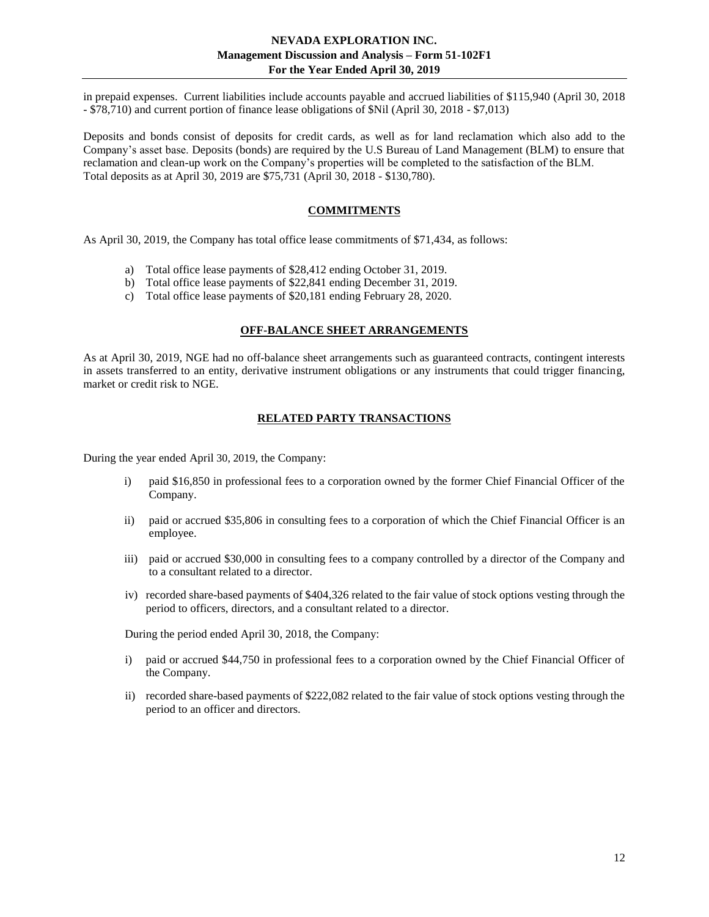in prepaid expenses. Current liabilities include accounts payable and accrued liabilities of $115,940 (April 30, 2018 - $78,710) and current portion of finance lease obligations of $Nil (April 30, 2018 - $7,013)

Deposits and bonds consist of deposits for credit cards, as well as for land reclamation which also add to the Company's asset base. Deposits (bonds) are required by the U.S Bureau of Land Management (BLM) to ensure that reclamation and clean-up work on the Company's properties will be completed to the satisfaction of the BLM. Total deposits as at April 30, 2019 are $75,731 (April 30, 2018 - $130,780).

## COMMITMENTS

As April 30, 2019, the Company has total office lease commitments of $71,434, as follows:

a) Total office lease payments of $28,412 ending October 31, 2019.
b) Total office lease payments of $22,841 ending December 31, 2019.
c) Total office lease payments of $20,181 ending February 28, 2020.

## OFF-BALANCE SHEET ARRANGEMENTS

As at April 30, 2019, NGE had no off-balance sheet arrangements such as guaranteed contracts, contingent interests in assets transferred to an entity, derivative instrument obligations or any instruments that could trigger financing, market or credit risk to NGE.

## RELATED PARTY TRANSACTIONS

During the year ended April 30, 2019, the Company:

i) paid $16,850 in professional fees to a corporation owned by the former Chief Financial Officer of the Company.

ii) paid or accrued $35,806 in consulting fees to a corporation of which the Chief Financial Officer is an employee.

iii) paid or accrued $30,000 in consulting fees to a company controlled by a director of the Company and to a consultant related to a director.

iv) recorded share-based payments of $404,326 related to the fair value of stock options vesting through the period to officers, directors, and a consultant related to a director.

During the period ended April 30, 2018, the Company:

i) paid or accrued $44,750 in professional fees to a corporation owned by the Chief Financial Officer of the Company.

ii) recorded share-based payments of $222,082 related to the fair value of stock options vesting through the period to an officer and directors.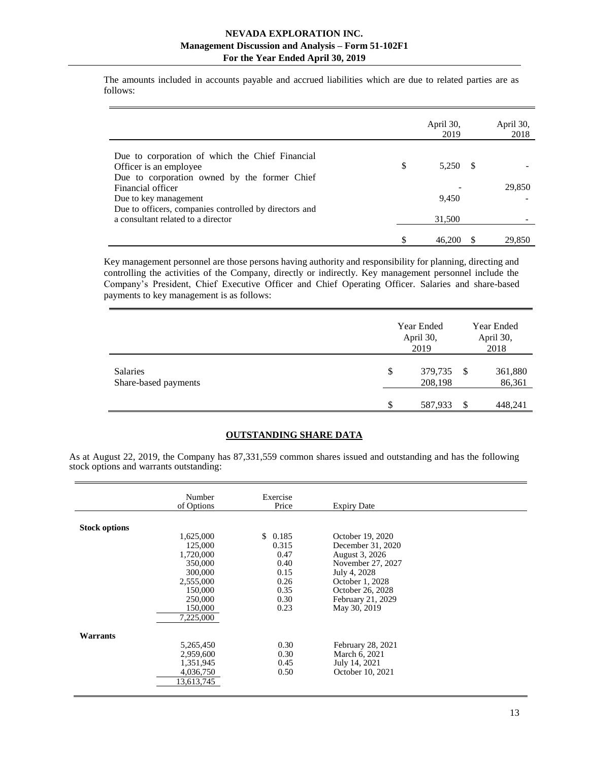The amounts included in accounts payable and accrued liabilities which are due to related parties are as follows:

| | April 30, 2019 | April 30, 2018 |
|---|---|---|
| Due to corporation of which the Chief Financial Officer is an employee | $ 5,250 | $ - |
| Due to corporation owned by the former Chief Financial officer | - | 29,850 |
| Due to key management | 9,450 | - |
| Due to officers, companies controlled by directors and a consultant related to a director | 31,500 | - |
| | $ 46,200 | $ 29,850 |

Key management personnel are those persons having authority and responsibility for planning, directing and controlling the activities of the Company, directly or indirectly. Key management personnel include the Company's President, Chief Executive Officer and Chief Operating Officer. Salaries and share-based payments to key management is as follows:

| | Year Ended April 30, 2019 | Year Ended April 30, 2018 |
|---|---|---|
| Salaries | $ 379,735 | $ 361,880 |
| Share-based payments | 208,198 | 86,361 |
| | $ 587,933 | $ 448,241 |

## OUTSTANDING SHARE DATA

As at August 22, 2019, the Company has 87,331,559 common shares issued and outstanding and has the following stock options and warrants outstanding:

| | Number of Options | Exercise Price | Expiry Date |
|---|---|---|---|
| **Stock options** | | | |
| | 1,625,000 | $ 0.185 | October 19, 2020 |
| | 125,000 | 0.315 | December 31, 2020 |
| | 1,720,000 | 0.47 | August 3, 2026 |
| | 350,000 | 0.40 | November 27, 2027 |
| | 300,000 | 0.15 | July 4, 2028 |
| | 2,555,000 | 0.26 | October 1, 2028 |
| | 150,000 | 0.35 | October 26, 2028 |
| | 250,000 | 0.30 | February 21, 2029 |
| | 150,000 | 0.23 | May 30, 2019 |
| | 7,225,000 | | |
| **Warrants** | | | |
| | 5,265,450 | 0.30 | February 28, 2021 |
| | 2,959,600 | 0.30 | March 6, 2021 |
| | 1,351,945 | 0.45 | July 14, 2021 |
| | 4,036,750 | 0.50 | October 10, 2021 |
| | 13,613,745 | | |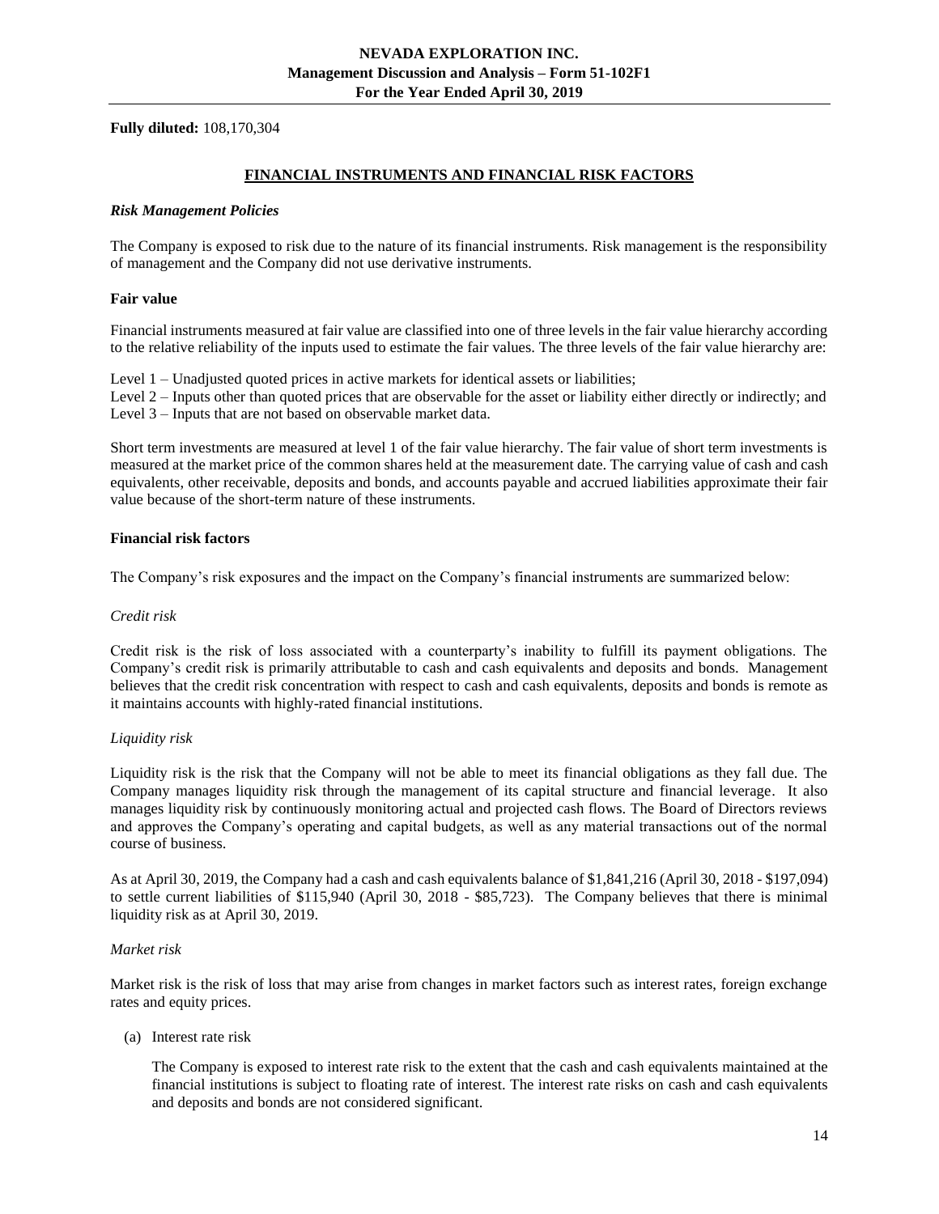**Fully diluted:** 108,170,304

## FINANCIAL INSTRUMENTS AND FINANCIAL RISK FACTORS

***Risk Management Policies***

The Company is exposed to risk due to the nature of its financial instruments. Risk management is the responsibility of management and the Company did not use derivative instruments.

**Fair value**

Financial instruments measured at fair value are classified into one of three levels in the fair value hierarchy according to the relative reliability of the inputs used to estimate the fair values. The three levels of the fair value hierarchy are:

Level 1 – Unadjusted quoted prices in active markets for identical assets or liabilities;
Level 2 – Inputs other than quoted prices that are observable for the asset or liability either directly or indirectly; and
Level 3 – Inputs that are not based on observable market data.

Short term investments are measured at level 1 of the fair value hierarchy. The fair value of short term investments is measured at the market price of the common shares held at the measurement date. The carrying value of cash and cash equivalents, other receivable, deposits and bonds, and accounts payable and accrued liabilities approximate their fair value because of the short-term nature of these instruments.

**Financial risk factors**

The Company's risk exposures and the impact on the Company's financial instruments are summarized below:

*Credit risk*

Credit risk is the risk of loss associated with a counterparty's inability to fulfill its payment obligations. The Company's credit risk is primarily attributable to cash and cash equivalents and deposits and bonds. Management believes that the credit risk concentration with respect to cash and cash equivalents, deposits and bonds is remote as it maintains accounts with highly-rated financial institutions.

*Liquidity risk*

Liquidity risk is the risk that the Company will not be able to meet its financial obligations as they fall due. The Company manages liquidity risk through the management of its capital structure and financial leverage. It also manages liquidity risk by continuously monitoring actual and projected cash flows. The Board of Directors reviews and approves the Company's operating and capital budgets, as well as any material transactions out of the normal course of business.

As at April 30, 2019, the Company had a cash and cash equivalents balance of $1,841,216 (April 30, 2018 - $197,094) to settle current liabilities of $115,940 (April 30, 2018 - $85,723). The Company believes that there is minimal liquidity risk as at April 30, 2019.

*Market risk*

Market risk is the risk of loss that may arise from changes in market factors such as interest rates, foreign exchange rates and equity prices.

(a) Interest rate risk

The Company is exposed to interest rate risk to the extent that the cash and cash equivalents maintained at the financial institutions is subject to floating rate of interest. The interest rate risks on cash and cash equivalents and deposits and bonds are not considered significant.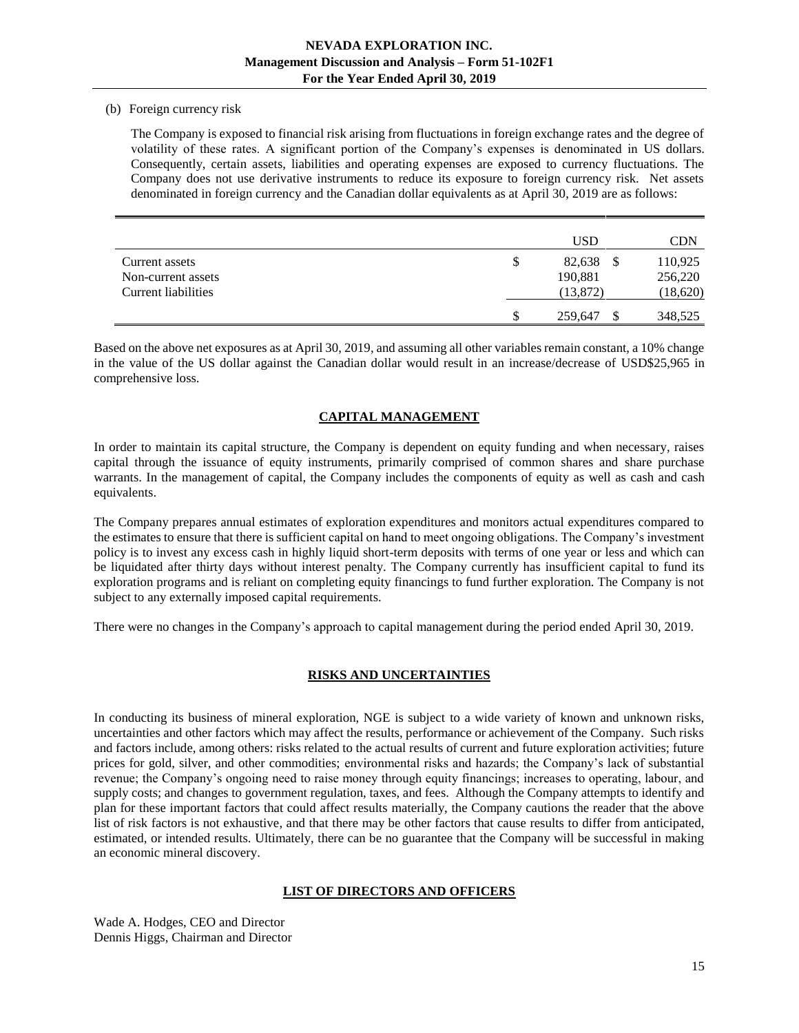(b) Foreign currency risk

The Company is exposed to financial risk arising from fluctuations in foreign exchange rates and the degree of volatility of these rates. A significant portion of the Company's expenses is denominated in US dollars. Consequently, certain assets, liabilities and operating expenses are exposed to currency fluctuations. The Company does not use derivative instruments to reduce its exposure to foreign currency risk. Net assets denominated in foreign currency and the Canadian dollar equivalents as at April 30, 2019 are as follows:

| | USD | CDN |
|---|---|---|
| Current assets | $ 82,638 | $ 110,925 |
| Non-current assets | 190,881 | 256,220 |
| Current liabilities | (13,872) | (18,620) |
| | $ 259,647 | $ 348,525 |

Based on the above net exposures as at April 30, 2019, and assuming all other variables remain constant, a 10% change in the value of the US dollar against the Canadian dollar would result in an increase/decrease of USD$25,965 in comprehensive loss.

## CAPITAL MANAGEMENT

In order to maintain its capital structure, the Company is dependent on equity funding and when necessary, raises capital through the issuance of equity instruments, primarily comprised of common shares and share purchase warrants. In the management of capital, the Company includes the components of equity as well as cash and cash equivalents.

The Company prepares annual estimates of exploration expenditures and monitors actual expenditures compared to the estimates to ensure that there is sufficient capital on hand to meet ongoing obligations. The Company's investment policy is to invest any excess cash in highly liquid short-term deposits with terms of one year or less and which can be liquidated after thirty days without interest penalty. The Company currently has insufficient capital to fund its exploration programs and is reliant on completing equity financings to fund further exploration. The Company is not subject to any externally imposed capital requirements.

There were no changes in the Company's approach to capital management during the period ended April 30, 2019.

## RISKS AND UNCERTAINTIES

In conducting its business of mineral exploration, NGE is subject to a wide variety of known and unknown risks, uncertainties and other factors which may affect the results, performance or achievement of the Company. Such risks and factors include, among others: risks related to the actual results of current and future exploration activities; future prices for gold, silver, and other commodities; environmental risks and hazards; the Company's lack of substantial revenue; the Company's ongoing need to raise money through equity financings; increases to operating, labour, and supply costs; and changes to government regulation, taxes, and fees. Although the Company attempts to identify and plan for these important factors that could affect results materially, the Company cautions the reader that the above list of risk factors is not exhaustive, and that there may be other factors that cause results to differ from anticipated, estimated, or intended results. Ultimately, there can be no guarantee that the Company will be successful in making an economic mineral discovery.

## LIST OF DIRECTORS AND OFFICERS

Wade A. Hodges, CEO and Director
Dennis Higgs, Chairman and Director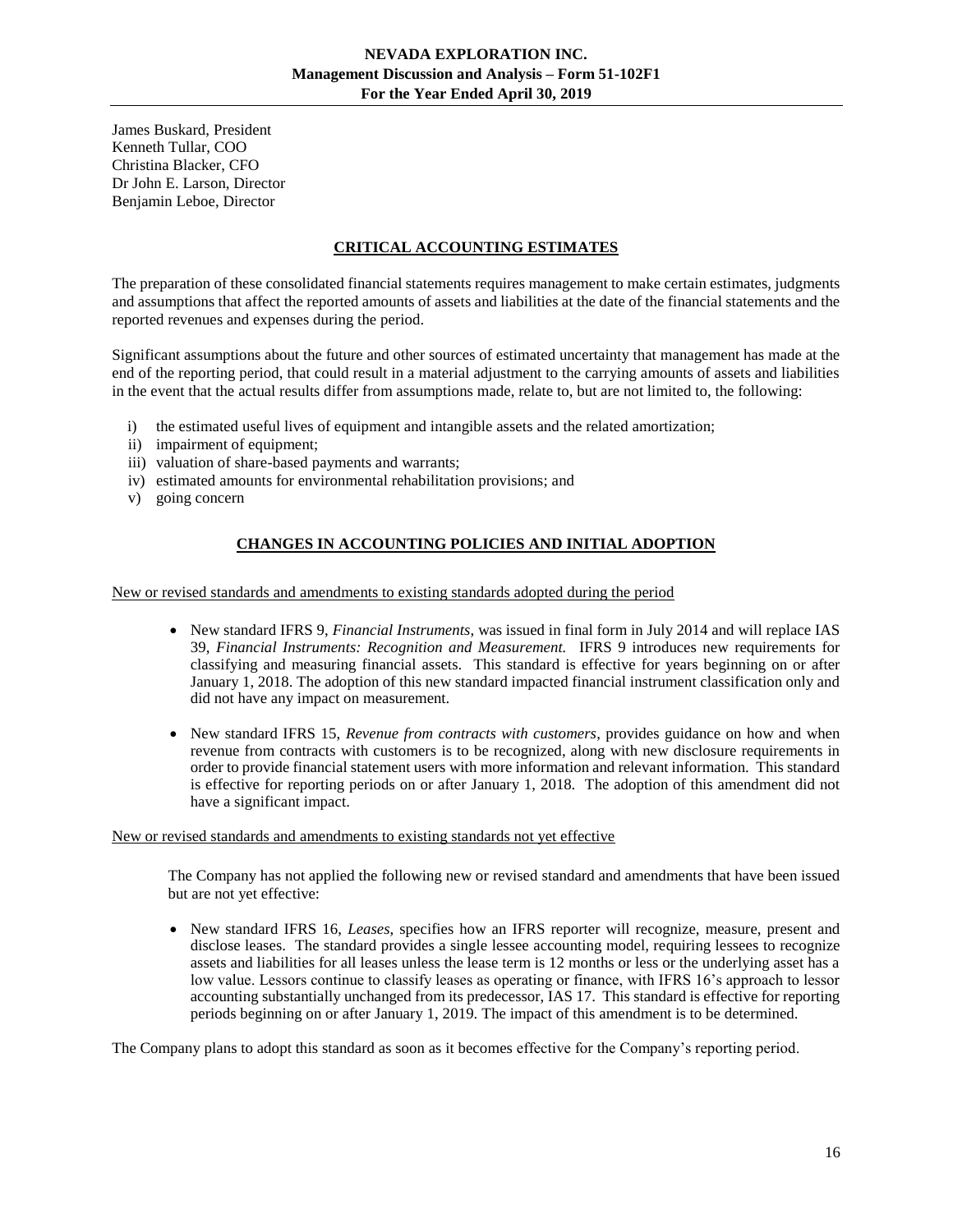James Buskard, President
Kenneth Tullar, COO
Christina Blacker, CFO
Dr John E. Larson, Director
Benjamin Leboe, Director

## CRITICAL ACCOUNTING ESTIMATES

The preparation of these consolidated financial statements requires management to make certain estimates, judgments and assumptions that affect the reported amounts of assets and liabilities at the date of the financial statements and the reported revenues and expenses during the period.

Significant assumptions about the future and other sources of estimated uncertainty that management has made at the end of the reporting period, that could result in a material adjustment to the carrying amounts of assets and liabilities in the event that the actual results differ from assumptions made, relate to, but are not limited to, the following:

i) the estimated useful lives of equipment and intangible assets and the related amortization;
ii) impairment of equipment;
iii) valuation of share-based payments and warrants;
iv) estimated amounts for environmental rehabilitation provisions; and
v) going concern

## CHANGES IN ACCOUNTING POLICIES AND INITIAL ADOPTION

New or revised standards and amendments to existing standards adopted during the period

- New standard IFRS 9, *Financial Instruments*, was issued in final form in July 2014 and will replace IAS 39, *Financial Instruments: Recognition and Measurement.* IFRS 9 introduces new requirements for classifying and measuring financial assets. This standard is effective for years beginning on or after January 1, 2018. The adoption of this new standard impacted financial instrument classification only and did not have any impact on measurement.

- New standard IFRS 15, *Revenue from contracts with customers*, provides guidance on how and when revenue from contracts with customers is to be recognized, along with new disclosure requirements in order to provide financial statement users with more information and relevant information. This standard is effective for reporting periods on or after January 1, 2018. The adoption of this amendment did not have a significant impact.

New or revised standards and amendments to existing standards not yet effective

The Company has not applied the following new or revised standard and amendments that have been issued but are not yet effective:

- New standard IFRS 16, *Leases*, specifies how an IFRS reporter will recognize, measure, present and disclose leases. The standard provides a single lessee accounting model, requiring lessees to recognize assets and liabilities for all leases unless the lease term is 12 months or less or the underlying asset has a low value. Lessors continue to classify leases as operating or finance, with IFRS 16's approach to lessor accounting substantially unchanged from its predecessor, IAS 17. This standard is effective for reporting periods beginning on or after January 1, 2019. The impact of this amendment is to be determined.

The Company plans to adopt this standard as soon as it becomes effective for the Company's reporting period.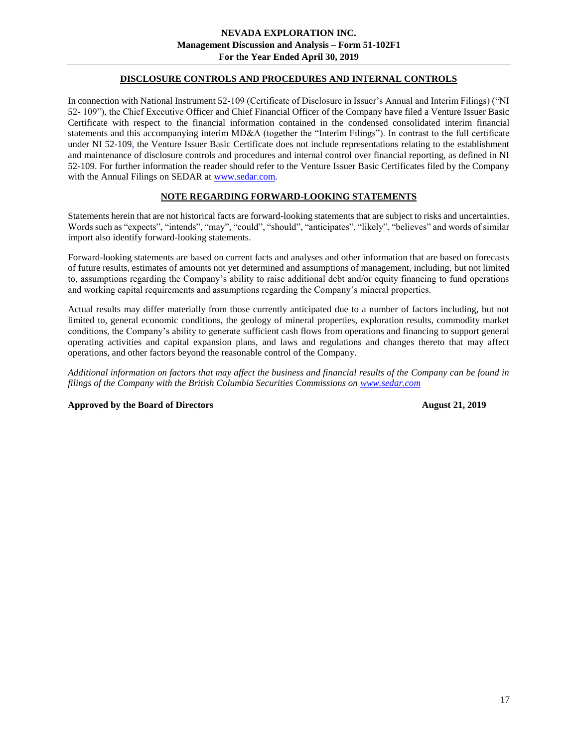## DISCLOSURE CONTROLS AND PROCEDURES AND INTERNAL CONTROLS

In connection with National Instrument 52-109 (Certificate of Disclosure in Issuer's Annual and Interim Filings) ("NI 52- 109"), the Chief Executive Officer and Chief Financial Officer of the Company have filed a Venture Issuer Basic Certificate with respect to the financial information contained in the condensed consolidated interim financial statements and this accompanying interim MD&A (together the "Interim Filings"). In contrast to the full certificate under NI 52-109, the Venture Issuer Basic Certificate does not include representations relating to the establishment and maintenance of disclosure controls and procedures and internal control over financial reporting, as defined in NI 52-109. For further information the reader should refer to the Venture Issuer Basic Certificates filed by the Company with the Annual Filings on SEDAR at www.sedar.com.

## NOTE REGARDING FORWARD-LOOKING STATEMENTS

Statements herein that are not historical facts are forward-looking statements that are subject to risks and uncertainties. Words such as "expects", "intends", "may", "could", "should", "anticipates", "likely", "believes" and words of similar import also identify forward-looking statements.

Forward-looking statements are based on current facts and analyses and other information that are based on forecasts of future results, estimates of amounts not yet determined and assumptions of management, including, but not limited to, assumptions regarding the Company's ability to raise additional debt and/or equity financing to fund operations and working capital requirements and assumptions regarding the Company's mineral properties.

Actual results may differ materially from those currently anticipated due to a number of factors including, but not limited to, general economic conditions, the geology of mineral properties, exploration results, commodity market conditions, the Company's ability to generate sufficient cash flows from operations and financing to support general operating activities and capital expansion plans, and laws and regulations and changes thereto that may affect operations, and other factors beyond the reasonable control of the Company.

*Additional information on factors that may affect the business and financial results of the Company can be found in filings of the Company with the British Columbia Securities Commissions on www.sedar.com*

**Approved by the Board of Directors** **August 21, 2019**